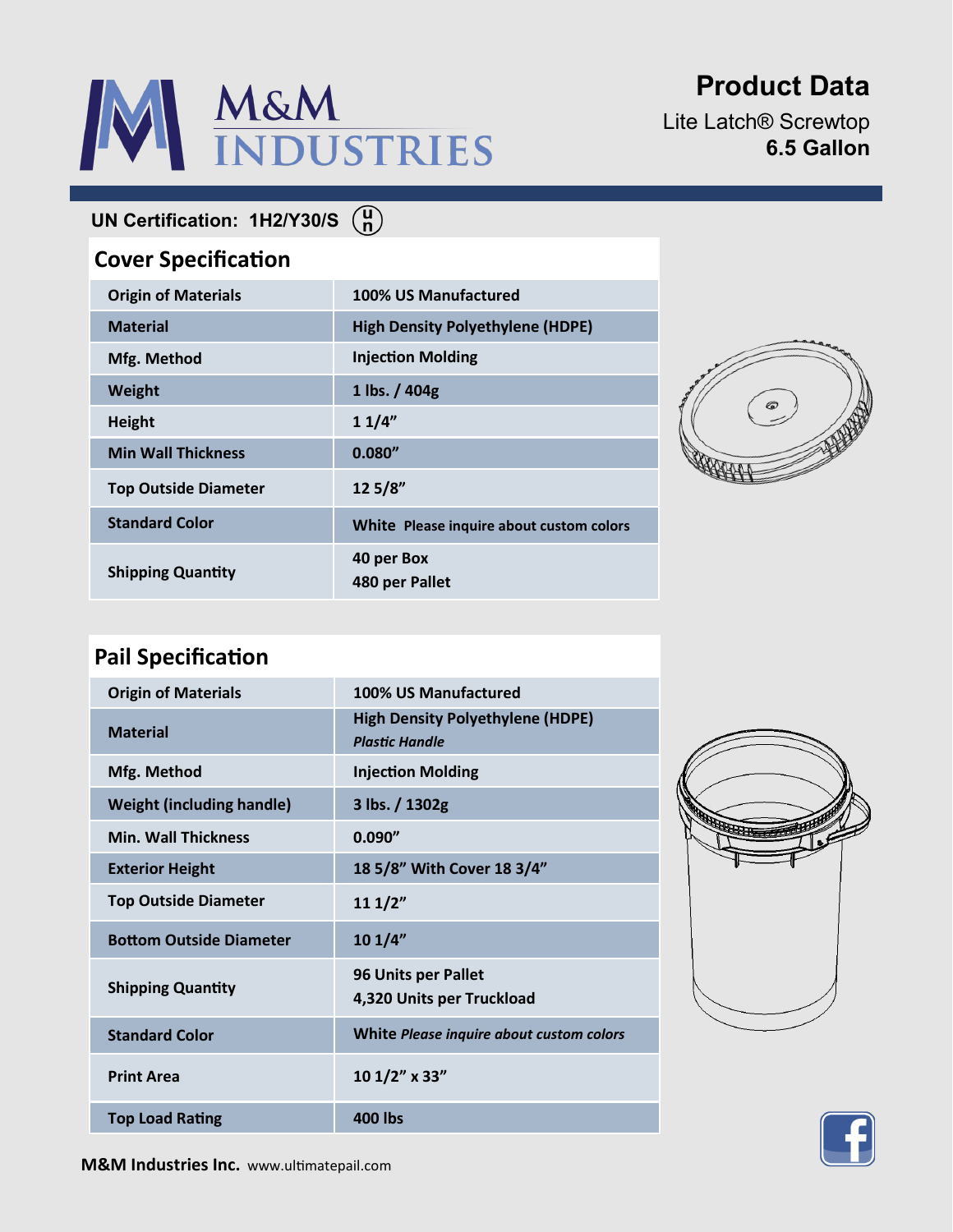# M&M INDUSTRIES

## Product Data

Lite Latch® Screwtop
**6.5 Gallon**

**UN Certification: 1H2/Y30/S**

## Cover Specification

| | |
|---|---|
| **Origin of Materials** | **100% US Manufactured** |
| **Material** | **High Density Polyethylene (HDPE)** |
| **Mfg. Method** | **Injection Molding** |
| **Weight** | **1 lbs. / 404g** |
| **Height** | **1 1/4”** |
| **Min Wall Thickness** | **0.080”** |
| **Top Outside Diameter** | **12 5/8”** |
| **Standard Color** | **White** Please inquire about custom colors |
| **Shipping Quantity** | **40 per Box**<br>**480 per Pallet** |

## Pail Specification

| | |
|---|---|
| **Origin of Materials** | **100% US Manufactured** |
| **Material** | **High Density Polyethylene (HDPE)**<br>***Plastic Handle*** |
| **Mfg. Method** | **Injection Molding** |
| **Weight (including handle)** | **3 lbs. / 1302g** |
| **Min. Wall Thickness** | **0.090”** |
| **Exterior Height** | **18 5/8” With Cover 18 3/4”** |
| **Top Outside Diameter** | **11 1/2”** |
| **Bottom Outside Diameter** | **10 1/4”** |
| **Shipping Quantity** | **96 Units per Pallet**<br>**4,320 Units per Truckload** |
| **Standard Color** | **White** ***Please inquire about custom colors*** |
| **Print Area** | **10 1/2” x 33”** |
| **Top Load Rating** | **400 lbs** |

**M&M Industries Inc.** www.ultimatepail.com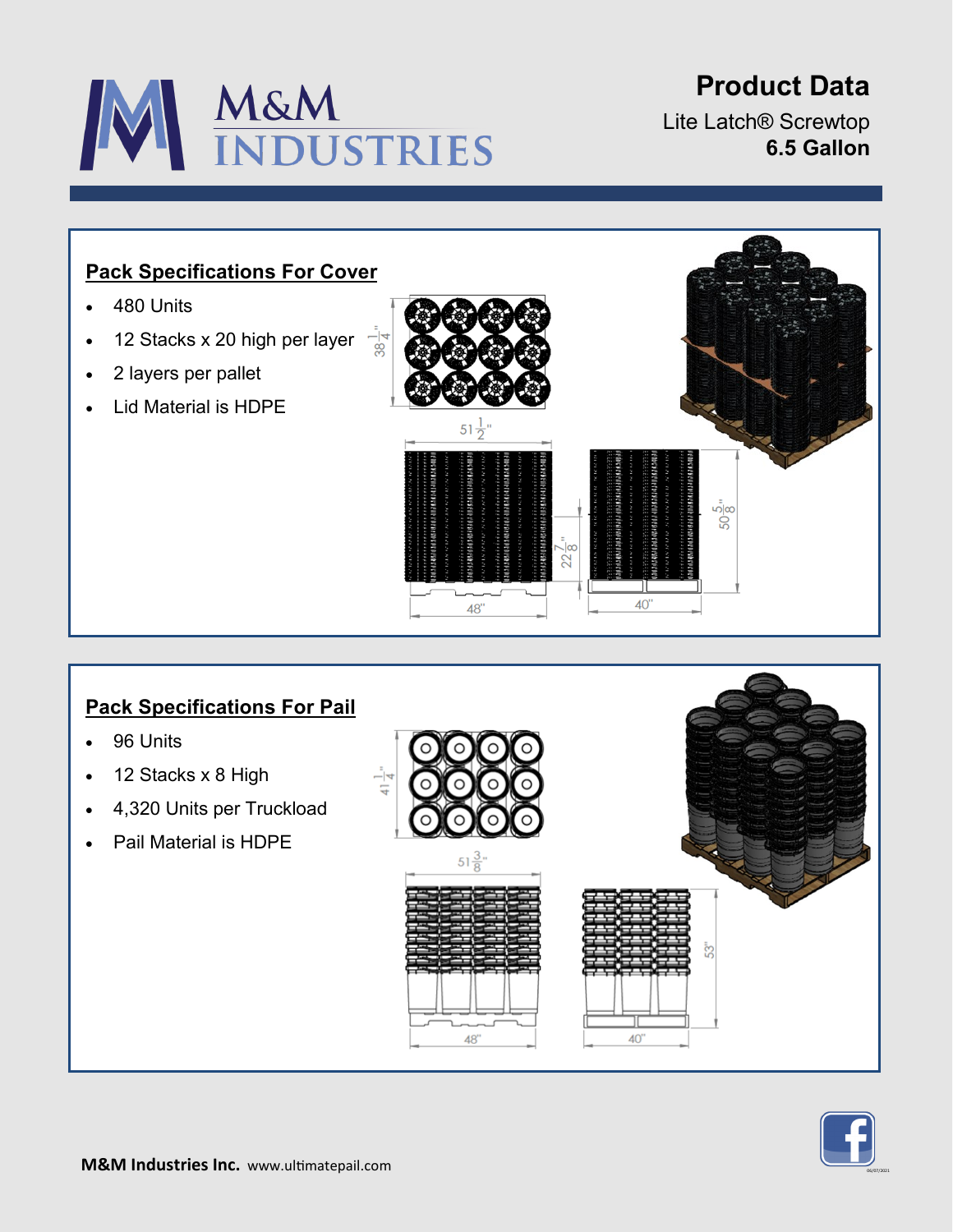# M&M INDUSTRIES

## Product Data

Lite Latch® Screwtop
**6.5 Gallon**

## Pack Specifications For Cover

- 480 Units
- 12 Stacks x 20 high per layer
- 2 layers per pallet
- Lid Material is HDPE

$38\frac{1}{4}$"

$51\frac{1}{2}$"

$22\frac{7}{8}$"

$50\frac{5}{8}$"

48"

40"

## Pack Specifications For Pail

- 96 Units
- 12 Stacks x 8 High
- 4,320 Units per Truckload
- Pail Material is HDPE

$41\frac{1}{4}$"

$51\frac{3}{8}$"

53"

48"

40"

**M&M Industries Inc.** www.ultimatepail.com